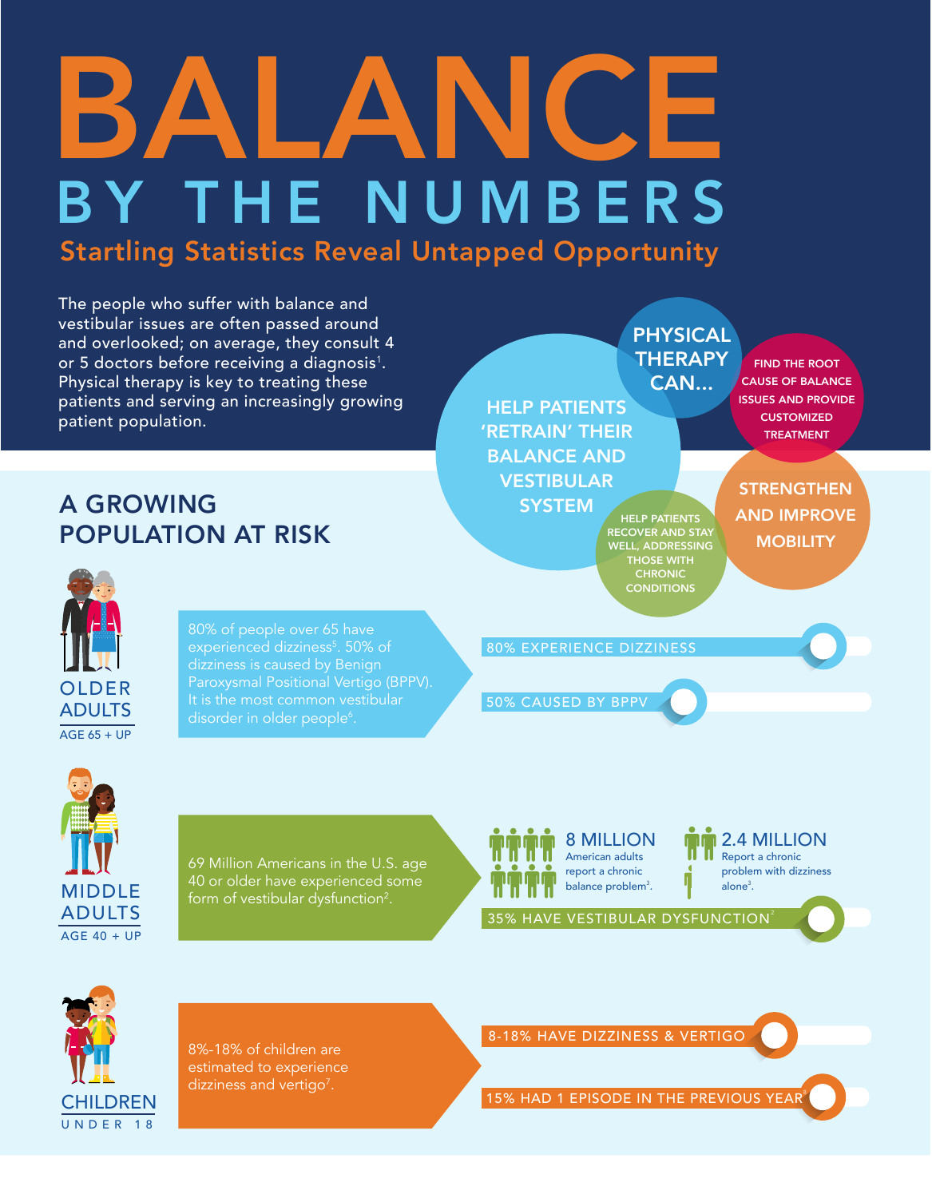# BALANCE

## BY THE NUMBERS

### Startling Statistics Reveal Untapped Opportunity

The people who suffer with balance and vestibular issues are often passed around and overlooked; on average, they consult 4 or 5 doctors before receiving a diagnosis[1]. Physical therapy is key to treating these patients and serving an increasingly growing patient population.

**PHYSICAL THERAPY CAN...**

- HELP PATIENTS 'RETRAIN' THEIR BALANCE AND VESTIBULAR SYSTEM
- FIND THE ROOT CAUSE OF BALANCE ISSUES AND PROVIDE CUSTOMIZED TREATMENT
- STRENGTHEN AND IMPROVE MOBILITY
- HELP PATIENTS RECOVER AND STAY WELL, ADDRESSING THOSE WITH CHRONIC CONDITIONS

## A GROWING POPULATION AT RISK

### OLDER ADULTS
AGE 65 + UP

80% of people over 65 have experienced dizziness[5]. 50% of dizziness is caused by Benign Paroxysmal Positional Vertigo (BPPV). It is the most common vestibular disorder in older people[6].

- 80% EXPERIENCE DIZZINESS
- 50% CAUSED BY BPPV

### MIDDLE ADULTS
AGE 40 + UP

69 Million Americans in the U.S. age 40 or older have experienced some form of vestibular dysfunction[2].

**8 MILLION** American adults report a chronic balance problem[3].

**2.4 MILLION** Report a chronic problem with dizziness alone[3].

- 35% HAVE VESTIBULAR DYSFUNCTION[2]

### CHILDREN
UNDER 18

8%-18% of children are estimated to experience dizziness and vertigo[7].

- 8-18% HAVE DIZZINESS & VERTIGO
- 15% HAD 1 EPISODE IN THE PREVIOUS YEAR[8]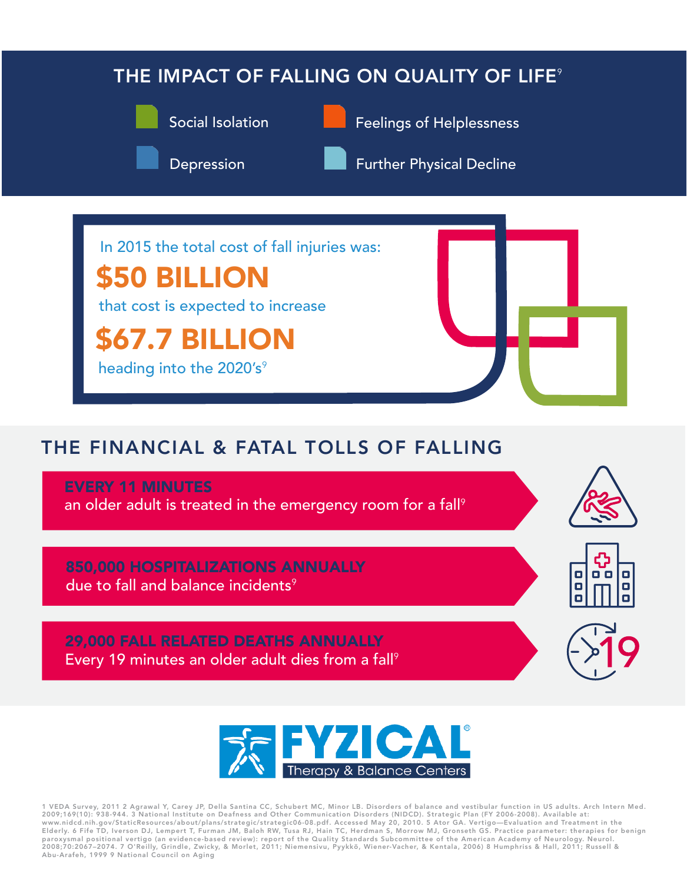## THE IMPACT OF FALLING ON QUALITY OF LIFE[9]

- Social Isolation
- Feelings of Helplessness
- Depression
- Further Physical Decline

In 2015 the total cost of fall injuries was:

**$50 BILLION**

that cost is expected to increase

**$67.7 BILLION**

heading into the 2020's[9]

## THE FINANCIAL & FATAL TOLLS OF FALLING

**EVERY 11 MINUTES**
an older adult is treated in the emergency room for a fall[9]

**850,000 HOSPITALIZATIONS ANNUALLY**
due to fall and balance incidents[9]

**29,000 FALL RELATED DEATHS ANNUALLY**
Every 19 minutes an older adult dies from a fall[9]

19

FYZICAL® Therapy & Balance Centers

1 VEDA Survey, 2011 2 Agrawal Y, Carey JP, Della Santina CC, Schubert MC, Minor LB. Disorders of balance and vestibular function in US adults. Arch Intern Med. 2009;169(10): 938-944. 3 National Institute on Deafness and Other Communication Disorders (NIDCD). Strategic Plan (FY 2006-2008). Available at: www.nidcd.nih.gov/StaticResources/about/plans/strategic/strategic06-08.pdf. Accessed May 20, 2010. 5 Ator GA. Vertigo—Evaluation and Treatment in the Elderly. 6 Fife TD, Iverson DJ, Lempert T, Furman JM, Baloh RW, Tusa RJ, Hain TC, Herdman S, Morrow MJ, Gronseth GS. Practice parameter: therapies for benign paroxysmal positional vertigo (an evidence-based review): report of the Quality Standards Subcommittee of the American Academy of Neurology. Neurol. 2008;70:2067–2074. 7 O'Reilly, Grindle, Zwicky, & Morlet, 2011; Niemensivu, Pyykkö, Wiener-Vacher, & Kentala, 2006) 8 Humphriss & Hall, 2011; Russell & Abu-Arafeh, 1999 9 National Council on Aging